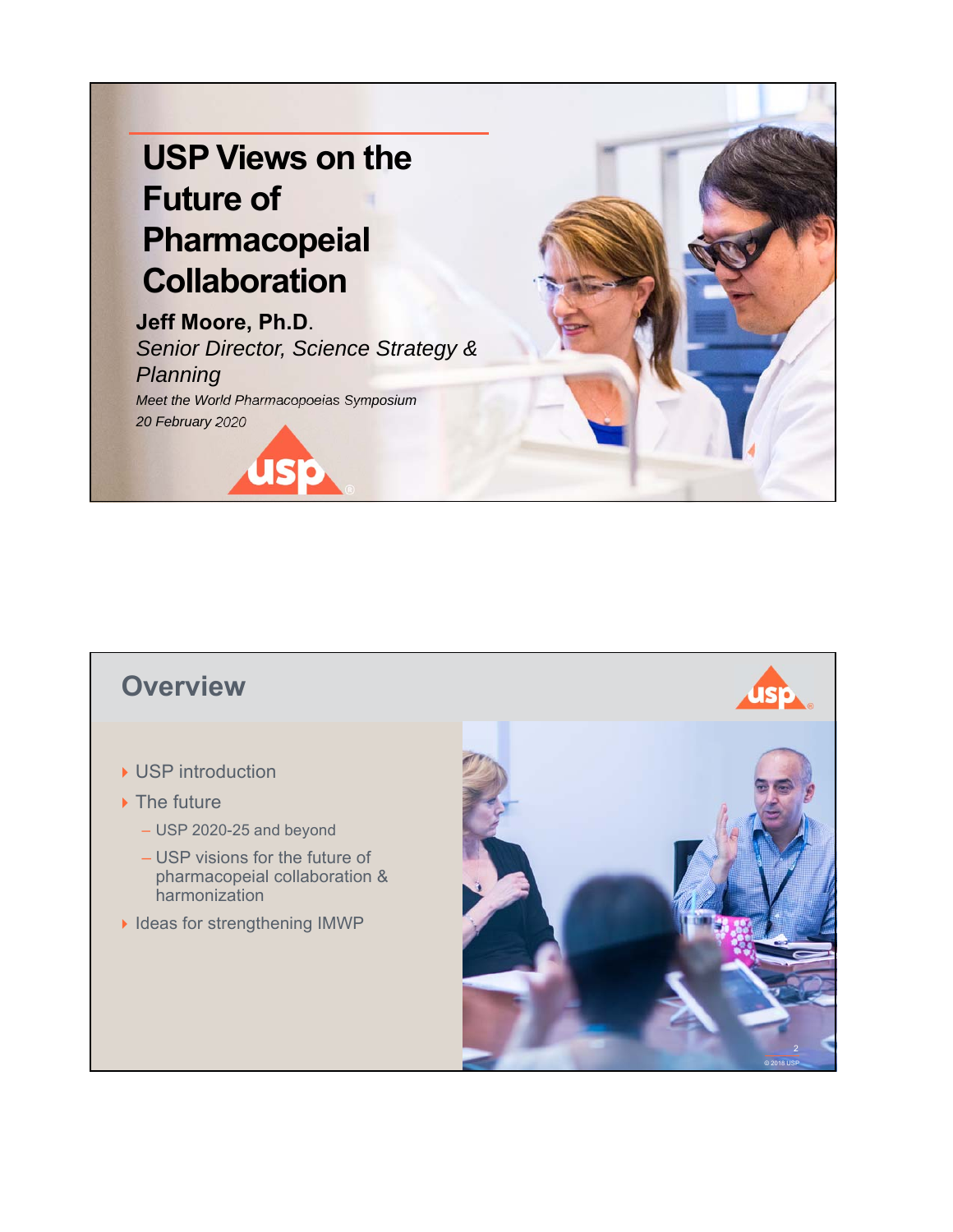# USP Views on the Future of Pharmacopeial Collaboration

**Jeff Moore, Ph.D.**

*Senior Director, Science Strategy & Planning*

*Meet the World Pharmacopoeias Symposium*

*20 February 2020*

## Overview

- USP introduction
- The future
  - USP 2020-25 and beyond
  - USP visions for the future of pharmacopeial collaboration & harmonization
- Ideas for strengthening IMWP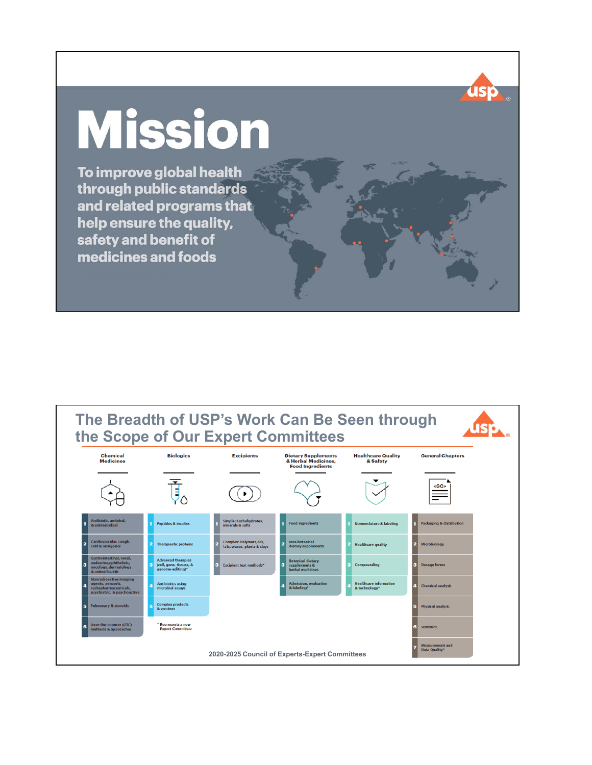# Mission

**To improve global health through public standards and related programs that help ensure the quality, safety and benefit of medicines and foods**

## The Breadth of USP's Work Can Be Seen through the Scope of Our Expert Committees

| Chemical Medicines | Biologics | Excipients | Dietary Supplements & Herbal Medicines, Food Ingredients | Healthcare Quality & Safety | General Chapters |
|---|---|---|---|---|---|
| 1 Antibiotic, antiviral, & antimicrobial | 1 Peptides & insulins | 1 Simple: Carbohydrates, minerals & salts | 1 Food ingredients | 1 Nomenclature & labeling | 1 Packaging & distribution |
| 2 Cardiovascular, cough, cold & analgesics | 2 Therapeutic proteins | 2 Complex: Polymers, oils, fats, waxes, plants & clays | 2 Non-botanical dietary supplements | 2 Healthcare quality | 2 Microbiology |
| 3 Gastrointestinal, renal, endocrine, ophthalmic, oncology, dermatology & animal health | 3 Advanced therapies (cell, gene, tissues, & genome-editing)* | 3 Excipient test methods* | 3 Botanical dietary supplements & herbal medicines | 3 Compounding | 3 Dosage forms |
| 4 Nonradioactive imaging agents, aerosols, radiopharmaceuticals, psychiatric, & psychoactive | 4 Antibiotics using microbial assays | | 4 Admission, evaluation & labeling* | 4 Healthcare information & technology* | 4 Chemical analysis |
| 5 Pulmonary & steroids | 5 Complex products & vaccines | | | | 5 Physical analysis |
| 6 Over-the-counter (OTC) methods & approaches | | | | | 6 Statistics |
| | | | | | 7 Measurement and Data Quality* |

\* Represents a new Expert Committee

2020-2025 Council of Experts-Expert Committees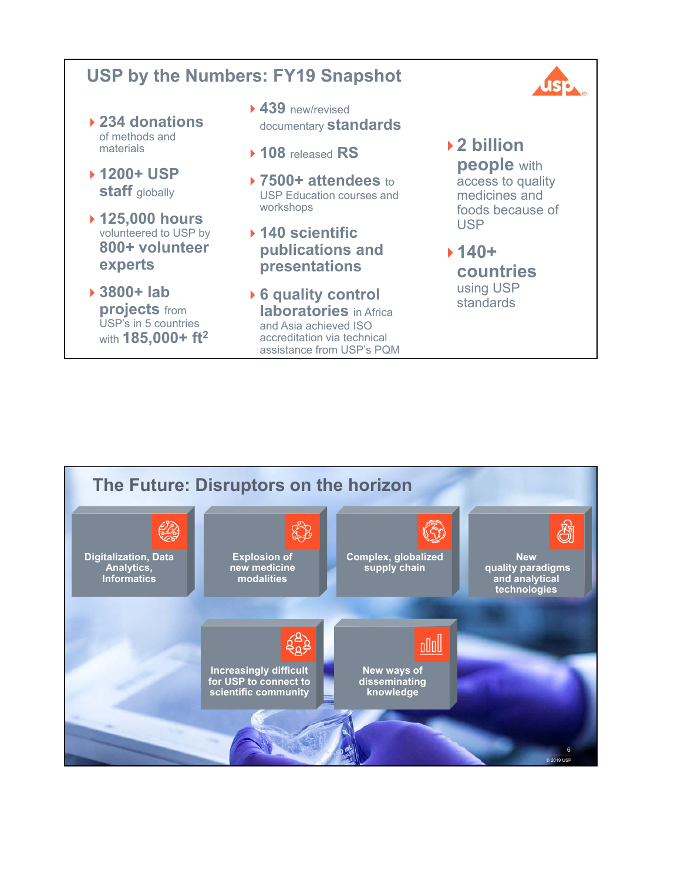## USP by the Numbers: FY19 Snapshot

- **234 donations** of methods and materials
- **1200+ USP staff** globally
- **125,000 hours** volunteered to USP by **800+ volunteer experts**
- **3800+ lab projects** from USP's in 5 countries with **185,000+ ft$^2$**
- **439** new/revised documentary **standards**
- **108** released **RS**
- **7500+ attendees** to USP Education courses and workshops
- **140 scientific publications and presentations**
- **6 quality control laboratories** in Africa and Asia achieved ISO accreditation via technical assistance from USP's PQM
- **2 billion people** with access to quality medicines and foods because of USP
- **140+ countries** using USP standards

## The Future: Disruptors on the horizon

- Digitalization, Data Analytics, Informatics
- Explosion of new medicine modalities
- Complex, globalized supply chain
- New quality paradigms and analytical technologies
- Increasingly difficult for USP to connect to scientific community
- New ways of disseminating knowledge

© 2019 USP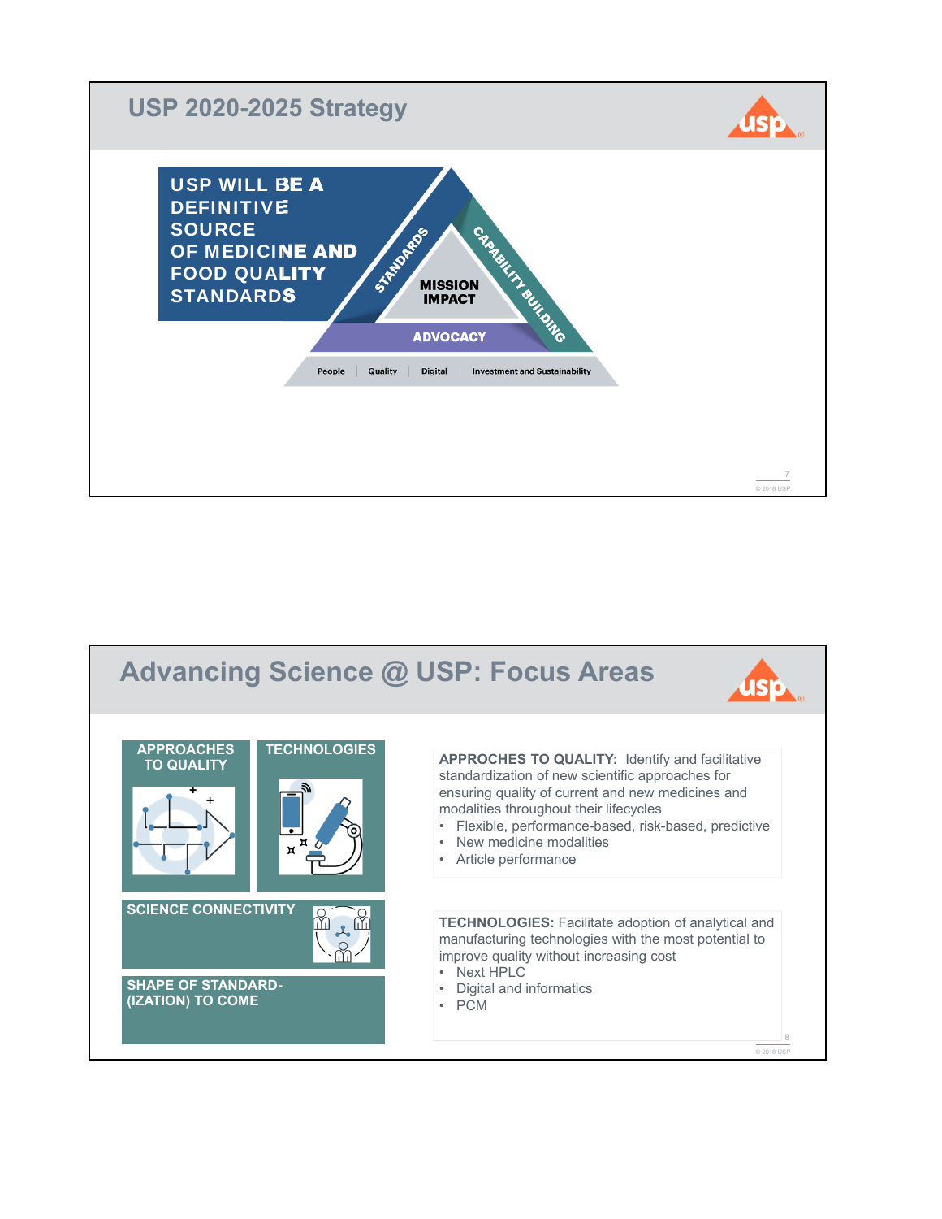## USP 2020-2025 Strategy

**USP WILL BE A DEFINITIVE SOURCE OF MEDICINE AND FOOD QUALITY STANDARDS**

- STANDARDS
- CAPABILITY BUILDING
- MISSION IMPACT
- ADVOCACY

People | Quality | Digital | Investment and Sustainability

## Advancing Science @ USP: Focus Areas

- APPROACHES TO QUALITY
- TECHNOLOGIES
- SCIENCE CONNECTIVITY
- SHAPE OF STANDARD-(IZATION) TO COME

**APPROCHES TO QUALITY:** Identify and facilitative standardization of new scientific approaches for ensuring quality of current and new medicines and modalities throughout their lifecycles

- Flexible, performance-based, risk-based, predictive
- New medicine modalities
- Article performance

**TECHNOLOGIES:** Facilitate adoption of analytical and manufacturing technologies with the most potential to improve quality without increasing cost

- Next HPLC
- Digital and informatics
- PCM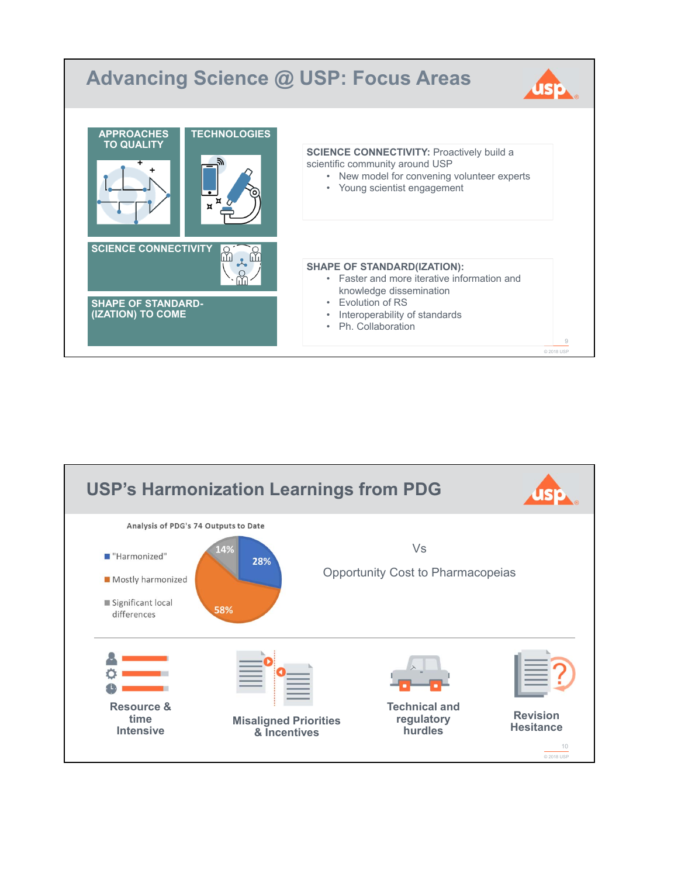## Advancing Science @ USP: Focus Areas

- APPROACHES TO QUALITY
- TECHNOLOGIES
- SCIENCE CONNECTIVITY
- SHAPE OF STANDARD-(IZATION) TO COME

**SCIENCE CONNECTIVITY:** Proactively build a scientific community around USP

- New model for convening volunteer experts
- Young scientist engagement

**SHAPE OF STANDARD(IZATION):**

- Faster and more iterative information and knowledge dissemination
- Evolution of RS
- Interoperability of standards
- Ph. Collaboration

© 2018 USP

## USP's Harmonization Learnings from PDG

**Analysis of PDG's 74 Outputs to Date**

| Category | Share |
| --- | --- |
| "Harmonized" | 28% |
| Mostly harmonized | 58% |
| Significant local differences | 14% |

Vs

Opportunity Cost to Pharmacopeias

- Resource & time Intensive
- Misaligned Priorities & Incentives
- Technical and regulatory hurdles
- Revision Hesitance

© 2018 USP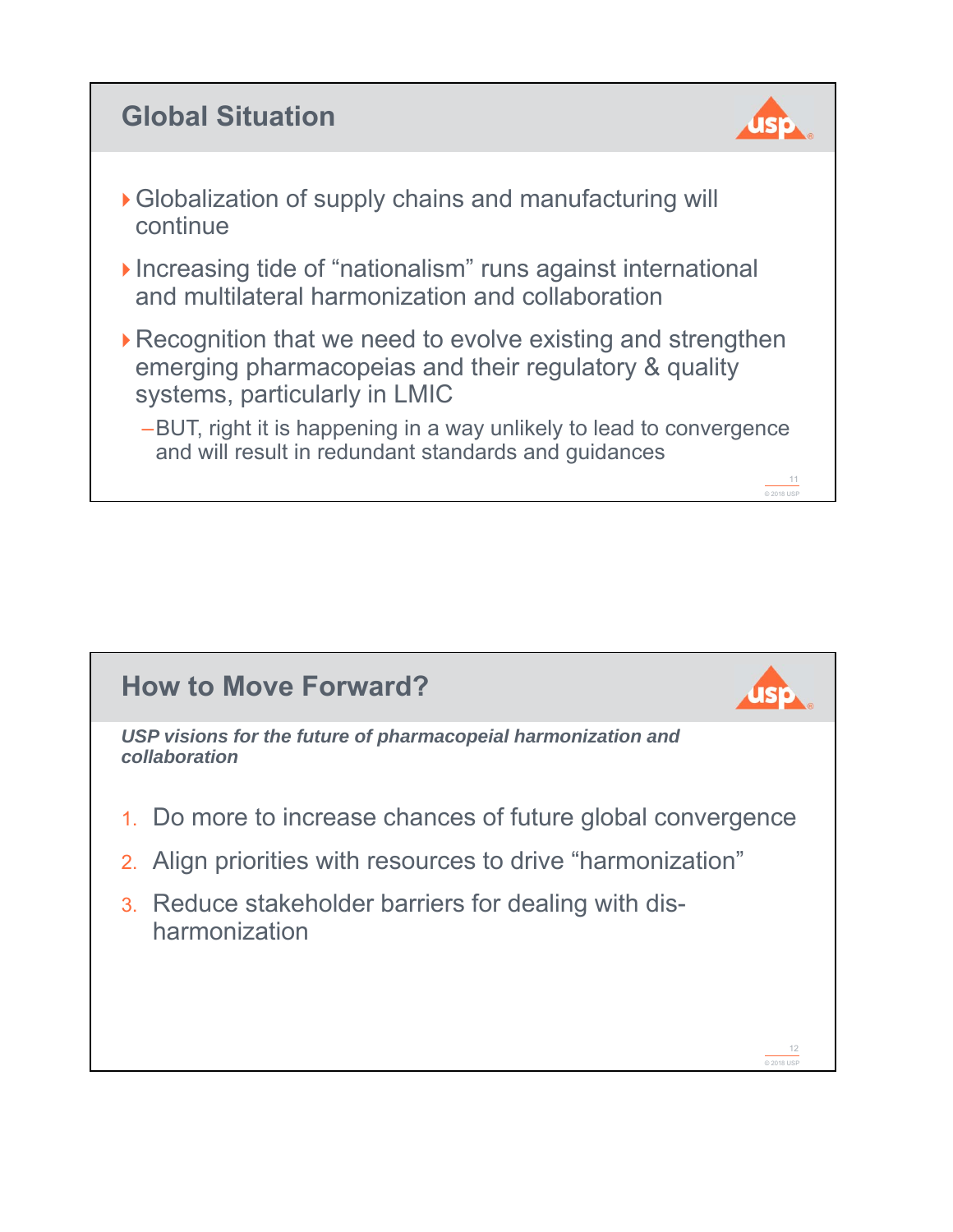## Global Situation

- Globalization of supply chains and manufacturing will continue
- Increasing tide of "nationalism" runs against international and multilateral harmonization and collaboration
- Recognition that we need to evolve existing and strengthen emerging pharmacopeias and their regulatory & quality systems, particularly in LMIC
  - BUT, right it is happening in a way unlikely to lead to convergence and will result in redundant standards and guidances

## How to Move Forward?

***USP visions for the future of pharmacopeial harmonization and collaboration***

1. Do more to increase chances of future global convergence
2. Align priorities with resources to drive "harmonization"
3. Reduce stakeholder barriers for dealing with dis-harmonization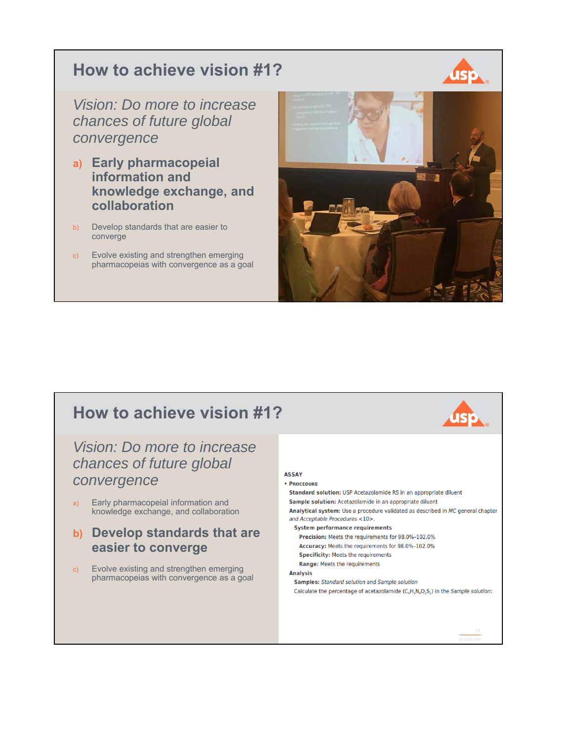## How to achieve vision #1?

*Vision: Do more to increase chances of future global convergence*

a) **Early pharmacopeial information and knowledge exchange, and collaboration**

b) Develop standards that are easier to converge

c) Evolve existing and strengthen emerging pharmacopeias with convergence as a goal

## How to achieve vision #1?

*Vision: Do more to increase chances of future global convergence*

a) Early pharmacopeial information and knowledge exchange, and collaboration

b) **Develop standards that are easier to converge**

c) Evolve existing and strengthen emerging pharmacopeias with convergence as a goal

**ASSAY**

- **PROCEDURE**

**Standard solution:** USP Acetazolamide RS in an appropriate diluent

**Sample solution:** Acetazolamide in an appropriate diluent

**Analytical system:** Use a procedure validated as described in *MC* general chapter *and Acceptable Procedures* <10>.

**System performance requirements**

**Precision:** Meets the requirements for 98.0%–102.0%

**Accuracy:** Meets the requirements for 98.0%–102.0%

**Specificity:** Meets the requirements

**Range:** Meets the requirements

**Analysis**

**Samples:** *Standard solution* and *Sample solution*

Calculate the percentage of acetazolamide ($C_4H_6N_4O_3S_2$) in the *Sample solution*: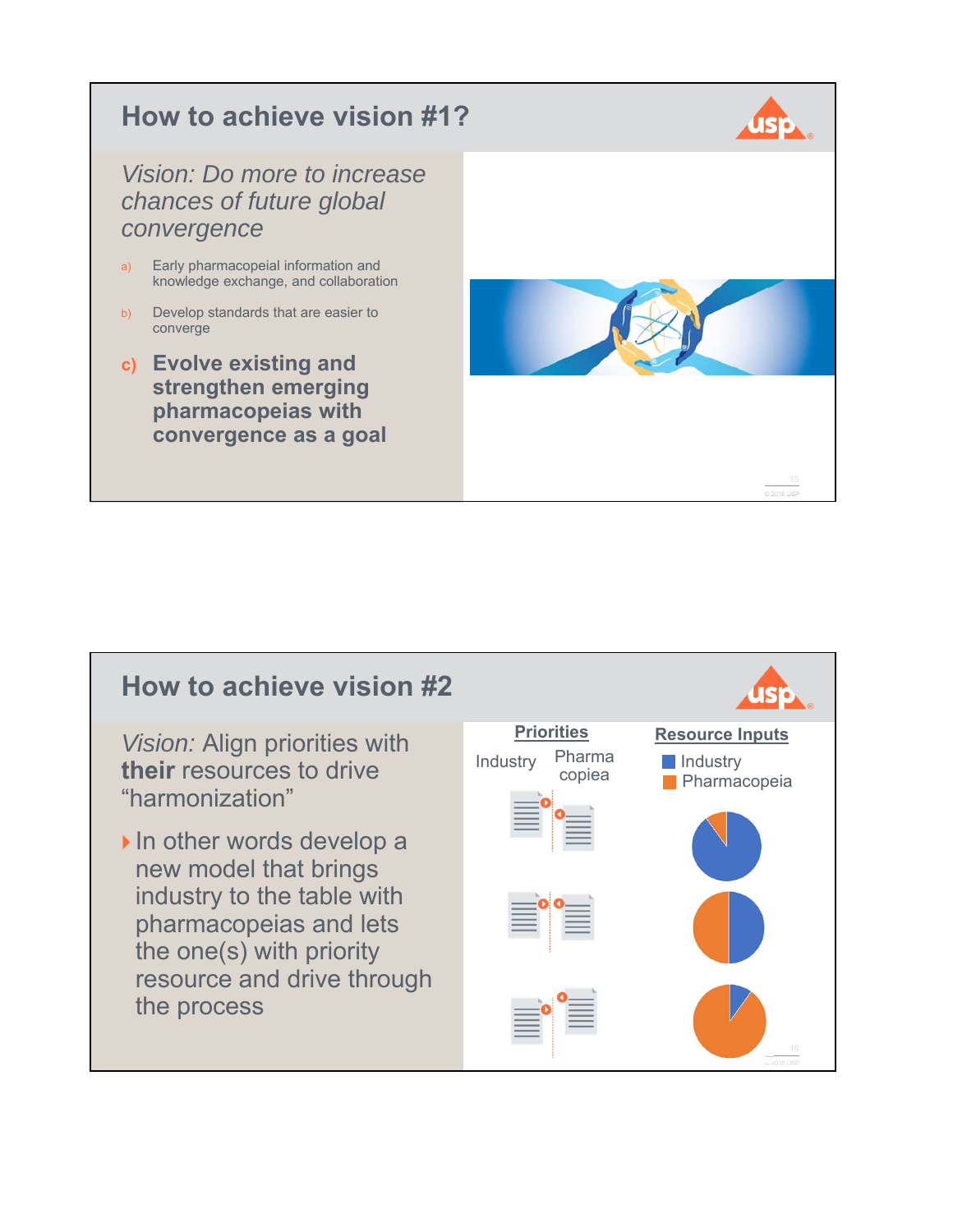## How to achieve vision #1?

*Vision: Do more to increase chances of future global convergence*

a) Early pharmacopeial information and knowledge exchange, and collaboration

b) Develop standards that are easier to converge

c) **Evolve existing and strengthen emerging pharmacopeias with convergence as a goal**

## How to achieve vision #2

*Vision:* Align priorities with **their** resources to drive "harmonization"

- In other words develop a new model that brings industry to the table with pharmacopeias and lets the one(s) with priority resource and drive through the process

**Priorities**

Industry | Pharmacopeia

**Resource Inputs**

- Industry
- Pharmacopeia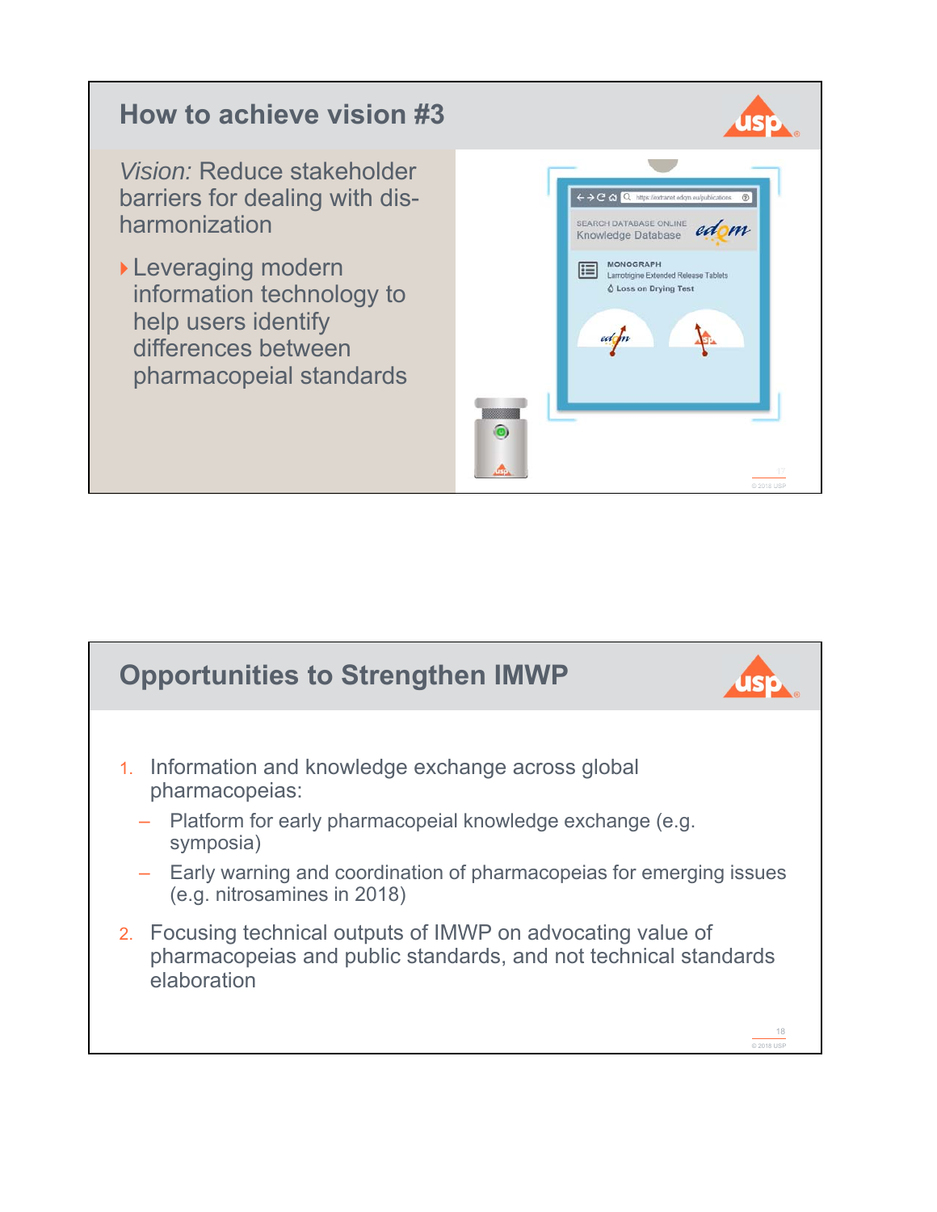## How to achieve vision #3

*Vision:* Reduce stakeholder barriers for dealing with dis-harmonization

- Leveraging modern information technology to help users identify differences between pharmacopeial standards

## Opportunities to Strengthen IMWP

1. Information and knowledge exchange across global pharmacopeias:
   - Platform for early pharmacopeial knowledge exchange (e.g. symposia)
   - Early warning and coordination of pharmacopeias for emerging issues (e.g. nitrosamines in 2018)
2. Focusing technical outputs of IMWP on advocating value of pharmacopeias and public standards, and not technical standards elaboration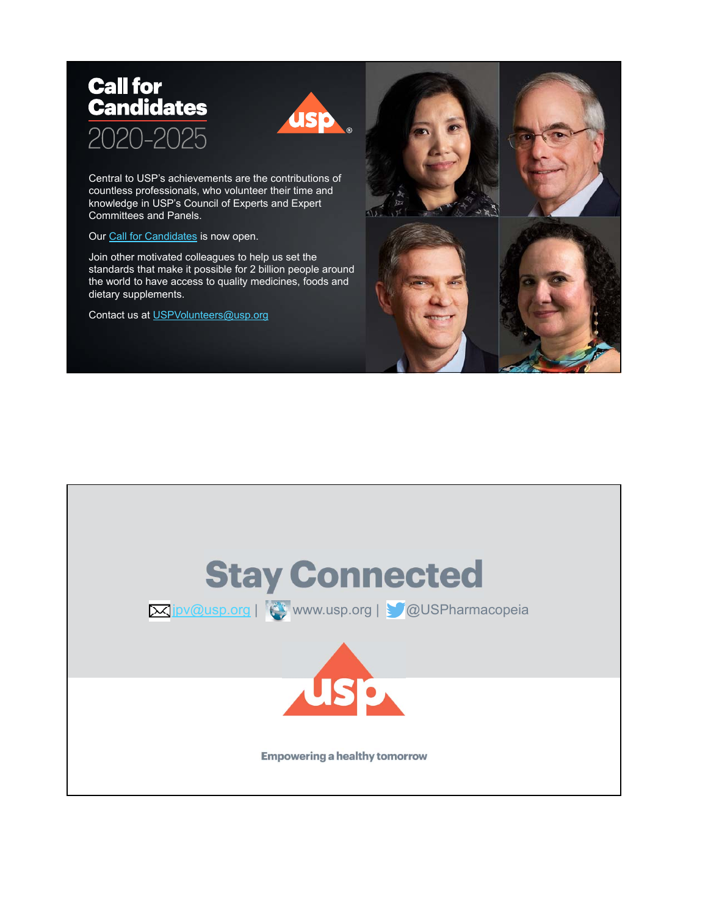# Call for Candidates

2020-2025

Central to USP's achievements are the contributions of countless professionals, who volunteer their time and knowledge in USP's Council of Experts and Expert Committees and Panels.

Our Call for Candidates is now open.

Join other motivated colleagues to help us set the standards that make it possible for 2 billion people around the world to have access to quality medicines, foods and dietary supplements.

Contact us at USPVolunteers@usp.org

# Stay Connected

jpv@usp.org | www.usp.org | @USPharmacopeia

usp

Empowering a healthy tomorrow